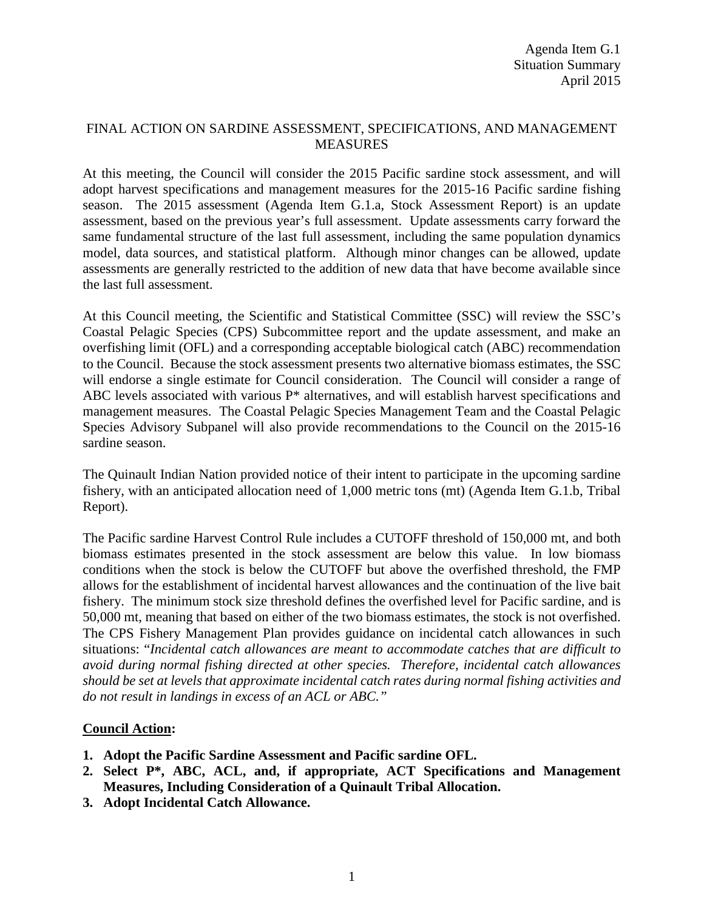Agenda Item G.1
Situation Summary
April 2015

# FINAL ACTION ON SARDINE ASSESSMENT, SPECIFICATIONS, AND MANAGEMENT MEASURES

At this meeting, the Council will consider the 2015 Pacific sardine stock assessment, and will adopt harvest specifications and management measures for the 2015-16 Pacific sardine fishing season. The 2015 assessment (Agenda Item G.1.a, Stock Assessment Report) is an update assessment, based on the previous year's full assessment. Update assessments carry forward the same fundamental structure of the last full assessment, including the same population dynamics model, data sources, and statistical platform. Although minor changes can be allowed, update assessments are generally restricted to the addition of new data that have become available since the last full assessment.

At this Council meeting, the Scientific and Statistical Committee (SSC) will review the SSC's Coastal Pelagic Species (CPS) Subcommittee report and the update assessment, and make an overfishing limit (OFL) and a corresponding acceptable biological catch (ABC) recommendation to the Council. Because the stock assessment presents two alternative biomass estimates, the SSC will endorse a single estimate for Council consideration. The Council will consider a range of ABC levels associated with various P* alternatives, and will establish harvest specifications and management measures. The Coastal Pelagic Species Management Team and the Coastal Pelagic Species Advisory Subpanel will also provide recommendations to the Council on the 2015-16 sardine season.

The Quinault Indian Nation provided notice of their intent to participate in the upcoming sardine fishery, with an anticipated allocation need of 1,000 metric tons (mt) (Agenda Item G.1.b, Tribal Report).

The Pacific sardine Harvest Control Rule includes a CUTOFF threshold of 150,000 mt, and both biomass estimates presented in the stock assessment are below this value. In low biomass conditions when the stock is below the CUTOFF but above the overfished threshold, the FMP allows for the establishment of incidental harvest allowances and the continuation of the live bait fishery. The minimum stock size threshold defines the overfished level for Pacific sardine, and is 50,000 mt, meaning that based on either of the two biomass estimates, the stock is not overfished. The CPS Fishery Management Plan provides guidance on incidental catch allowances in such situations: "*Incidental catch allowances are meant to accommodate catches that are difficult to avoid during normal fishing directed at other species. Therefore, incidental catch allowances should be set at levels that approximate incidental catch rates during normal fishing activities and do not result in landings in excess of an ACL or ABC.*"

**Council Action:**

1. **Adopt the Pacific Sardine Assessment and Pacific sardine OFL.**
2. **Select P*, ABC, ACL, and, if appropriate, ACT Specifications and Management Measures, Including Consideration of a Quinault Tribal Allocation.**
3. **Adopt Incidental Catch Allowance.**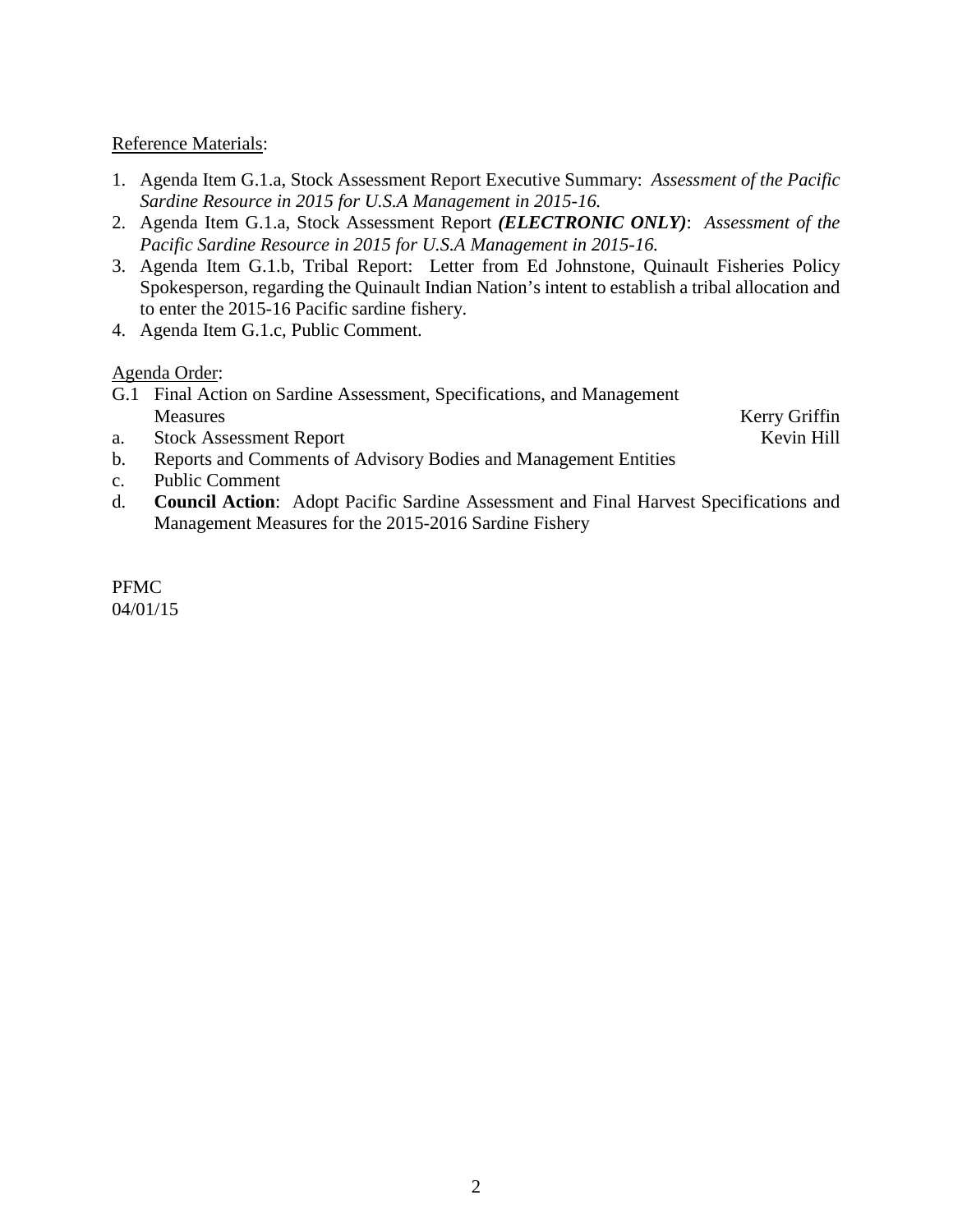<u>Reference Materials</u>:

1. Agenda Item G.1.a, Stock Assessment Report Executive Summary: *Assessment of the Pacific Sardine Resource in 2015 for U.S.A Management in 2015-16.*
2. Agenda Item G.1.a, Stock Assessment Report ***(ELECTRONIC ONLY)***: *Assessment of the Pacific Sardine Resource in 2015 for U.S.A Management in 2015-16.*
3. Agenda Item G.1.b, Tribal Report: Letter from Ed Johnstone, Quinault Fisheries Policy Spokesperson, regarding the Quinault Indian Nation's intent to establish a tribal allocation and to enter the 2015-16 Pacific sardine fishery.
4. Agenda Item G.1.c, Public Comment.

<u>Agenda Order</u>:

G.1 Final Action on Sardine Assessment, Specifications, and Management Measures — Kerry Griffin

a. Stock Assessment Report — Kevin Hill

b. Reports and Comments of Advisory Bodies and Management Entities

c. Public Comment

d. **Council Action**: Adopt Pacific Sardine Assessment and Final Harvest Specifications and Management Measures for the 2015-2016 Sardine Fishery

PFMC
04/01/15